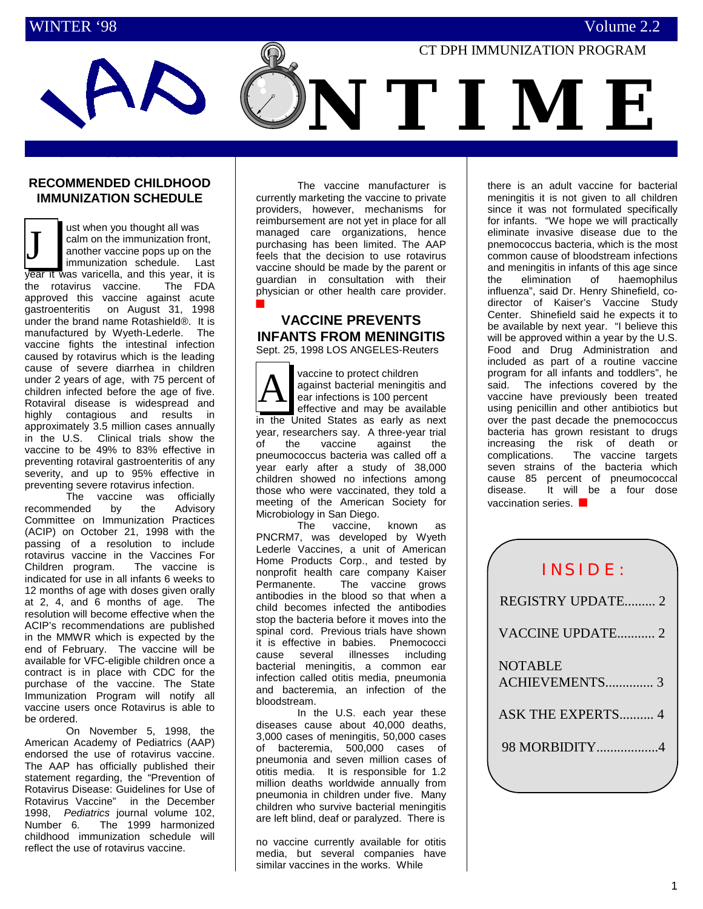# IAP ON TIME

CT DPH IMMUNIZATION PROGRAM

WINTER '98 — Volume 2.2

## RECOMMENDED CHILDHOOD IMMUNIZATION SCHEDULE

Just when you thought all was calm on the immunization front, another vaccine pops up on the immunization schedule. Last year it was varicella, and this year, it is the rotavirus vaccine. The FDA approved this vaccine against acute gastroenteritis on August 31, 1998 under the brand name Rotashield®. It is manufactured by Wyeth-Lederle. The vaccine fights the intestinal infection caused by rotavirus which is the leading cause of severe diarrhea in children under 2 years of age, with 75 percent of children infected before the age of five. Rotaviral disease is widespread and highly contagious and results in approximately 3.5 million cases annually in the U.S. Clinical trials show the vaccine to be 49% to 83% effective in preventing rotaviral gastroenteritis of any severity, and up to 95% effective in preventing severe rotavirus infection.

The vaccine was officially recommended by the Advisory Committee on Immunization Practices (ACIP) on October 21, 1998 with the passing of a resolution to include rotavirus vaccine in the Vaccines For Children program. The vaccine is indicated for use in all infants 6 weeks to 12 months of age with doses given orally at 2, 4, and 6 months of age. The resolution will become effective when the ACIP's recommendations are published in the MMWR which is expected by the end of February. The vaccine will be available for VFC-eligible children once a contract is in place with CDC for the purchase of the vaccine. The State Immunization Program will notify all vaccine users once Rotavirus is able to be ordered.

On November 5, 1998, the American Academy of Pediatrics (AAP) endorsed the use of rotavirus vaccine. The AAP has officially published their statement regarding, the "Prevention of Rotavirus Disease: Guidelines for Use of Rotavirus Vaccine" in the December 1998, *Pediatrics* journal volume 102, Number 6. The 1999 harmonized childhood immunization schedule will reflect the use of rotavirus vaccine.

The vaccine manufacturer is currently marketing the vaccine to private providers, however, mechanisms for reimbursement are not yet in place for all managed care organizations, hence purchasing has been limited. The AAP feels that the decision to use rotavirus vaccine should be made by the parent or guardian in consultation with their physician or other health care provider. ■

## VACCINE PREVENTS INFANTS FROM MENINGITIS

Sept. 25, 1998 LOS ANGELES-Reuters

A vaccine to protect children against bacterial meningitis and ear infections is 100 percent effective and may be available in the United States as early as next year, researchers say. A three-year trial of the vaccine against the pneumococcus bacteria was called off a year early after a study of 38,000 children showed no infections among those who were vaccinated, they told a meeting of the American Society for Microbiology in San Diego.

The vaccine, known as PNCRM7, was developed by Wyeth Lederle Vaccines, a unit of American Home Products Corp., and tested by nonprofit health care company Kaiser Permanente. The vaccine grows antibodies in the blood so that when a child becomes infected the antibodies stop the bacteria before it moves into the spinal cord. Previous trials have shown it is effective in babies. Pnemococci cause several illnesses including bacterial meningitis, a common ear infection called otitis media, pneumonia and bacteremia, an infection of the bloodstream.

In the U.S. each year these diseases cause about 40,000 deaths, 3,000 cases of meningitis, 50,000 cases of bacteremia, 500,000 cases of pneumonia and seven million cases of otitis media. It is responsible for 1.2 million deaths worldwide annually from pneumonia in children under five. Many children who survive bacterial meningitis are left blind, deaf or paralyzed. There is no vaccine currently available for otitis media, but several companies have similar vaccines in the works. While there is an adult vaccine for bacterial meningitis it is not given to all children since it was not formulated specifically for infants. "We hope we will practically eliminate invasive disease due to the pnemococcus bacteria, which is the most common cause of bloodstream infections and meningitis in infants of this age since the elimination of haemophilus influenza", said Dr. Henry Shinefield, co-director of Kaiser's Vaccine Study Center. Shinefield said he expects it to be available by next year. "I believe this will be approved within a year by the U.S. Food and Drug Administration and included as part of a routine vaccine program for all infants and toddlers", he said. The infections covered by the vaccine have previously been treated using penicillin and other antibiotics but over the past decade the pnemococcus bacteria has grown resistant to drugs increasing the risk of death or complications. The vaccine targets seven strains of the bacteria which cause 85 percent of pneumococcal disease. It will be a four dose vaccination series. ■

**INSIDE:**

- REGISTRY UPDATE......... 2
- VACCINE UPDATE........... 2
- NOTABLE ACHIEVEMENTS............. 3
- ASK THE EXPERTS.......... 4
- 98 MORBIDITY..................4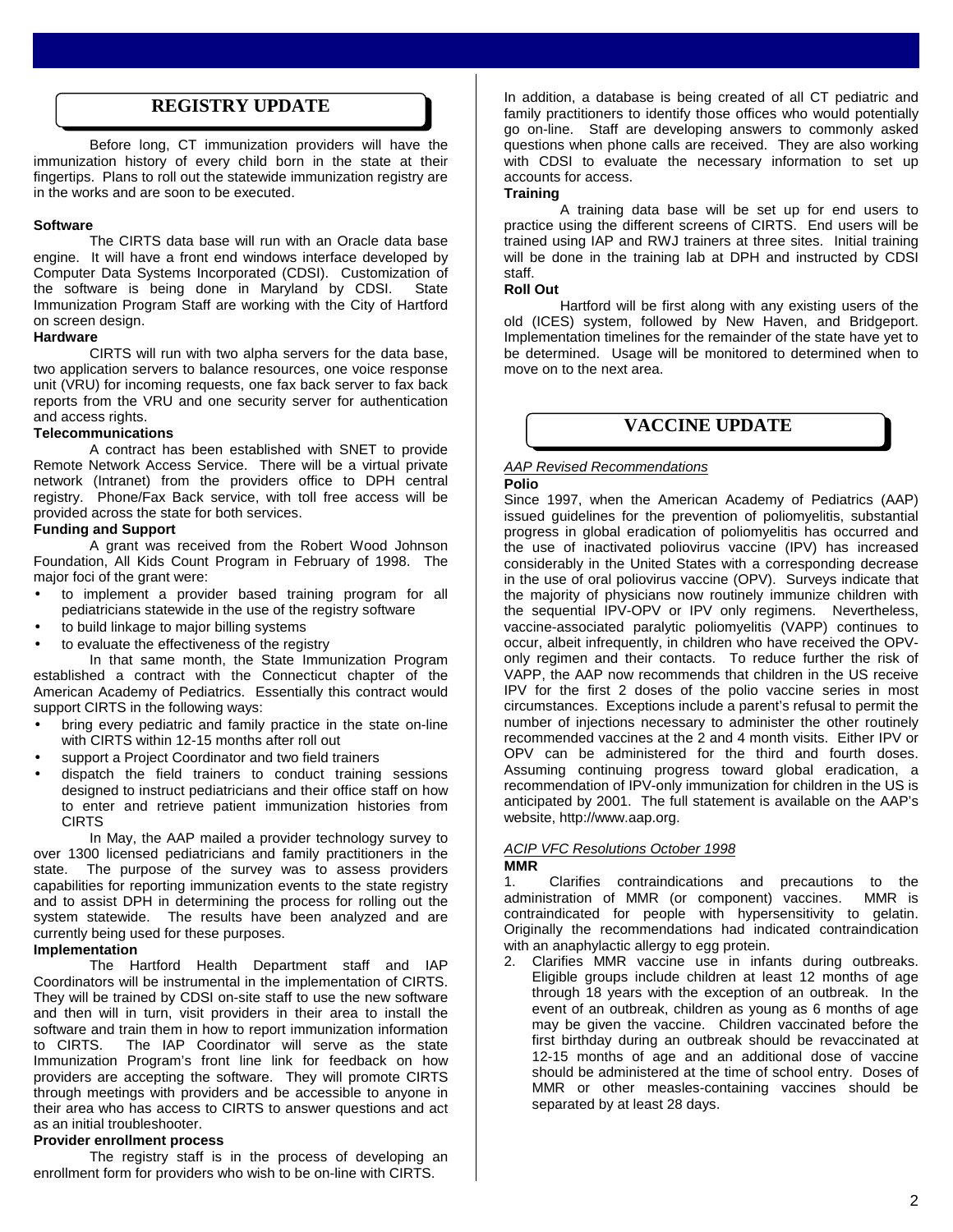## REGISTRY UPDATE

Before long, CT immunization providers will have the immunization history of every child born in the state at their fingertips. Plans to roll out the statewide immunization registry are in the works and are soon to be executed.

**Software**

The CIRTS data base will run with an Oracle data base engine. It will have a front end windows interface developed by Computer Data Systems Incorporated (CDSI). Customization of the software is being done in Maryland by CDSI. State Immunization Program Staff are working with the City of Hartford on screen design.

**Hardware**

CIRTS will run with two alpha servers for the data base, two application servers to balance resources, one voice response unit (VRU) for incoming requests, one fax back server to fax back reports from the VRU and one security server for authentication and access rights.

**Telecommunications**

A contract has been established with SNET to provide Remote Network Access Service. There will be a virtual private network (Intranet) from the providers office to DPH central registry. Phone/Fax Back service, with toll free access will be provided across the state for both services.

**Funding and Support**

A grant was received from the Robert Wood Johnson Foundation, All Kids Count Program in February of 1998. The major foci of the grant were:

- to implement a provider based training program for all pediatricians statewide in the use of the registry software
- to build linkage to major billing systems
- to evaluate the effectiveness of the registry

In that same month, the State Immunization Program established a contract with the Connecticut chapter of the American Academy of Pediatrics. Essentially this contract would support CIRTS in the following ways:

- bring every pediatric and family practice in the state on-line with CIRTS within 12-15 months after roll out
- support a Project Coordinator and two field trainers
- dispatch the field trainers to conduct training sessions designed to instruct pediatricians and their office staff on how to enter and retrieve patient immunization histories from CIRTS

In May, the AAP mailed a provider technology survey to over 1300 licensed pediatricians and family practitioners in the state. The purpose of the survey was to assess providers capabilities for reporting immunization events to the state registry and to assist DPH in determining the process for rolling out the system statewide. The results have been analyzed and are currently being used for these purposes.

**Implementation**

The Hartford Health Department staff and IAP Coordinators will be instrumental in the implementation of CIRTS. They will be trained by CDSI on-site staff to use the new software and then will in turn, visit providers in their area to install the software and train them in how to report immunization information to CIRTS. The IAP Coordinator will serve as the state Immunization Program's front line link for feedback on how providers are accepting the software. They will promote CIRTS through meetings with providers and be accessible to anyone in their area who has access to CIRTS to answer questions and act as an initial troubleshooter.

**Provider enrollment process**

The registry staff is in the process of developing an enrollment form for providers who wish to be on-line with CIRTS. In addition, a database is being created of all CT pediatric and family practitioners to identify those offices who would potentially go on-line. Staff are developing answers to commonly asked questions when phone calls are received. They are also working with CDSI to evaluate the necessary information to set up accounts for access.

**Training**

A training data base will be set up for end users to practice using the different screens of CIRTS. End users will be trained using IAP and RWJ trainers at three sites. Initial training will be done in the training lab at DPH and instructed by CDSI staff.

**Roll Out**

Hartford will be first along with any existing users of the old (ICES) system, followed by New Haven, and Bridgeport. Implementation timelines for the remainder of the state have yet to be determined. Usage will be monitored to determined when to move on to the next area.

## VACCINE UPDATE

*AAP Revised Recommendations*

**Polio**

Since 1997, when the American Academy of Pediatrics (AAP) issued guidelines for the prevention of poliomyelitis, substantial progress in global eradication of poliomyelitis has occurred and the use of inactivated poliovirus vaccine (IPV) has increased considerably in the United States with a corresponding decrease in the use of oral poliovirus vaccine (OPV). Surveys indicate that the majority of physicians now routinely immunize children with the sequential IPV-OPV or IPV only regimens. Nevertheless, vaccine-associated paralytic poliomyelitis (VAPP) continues to occur, albeit infrequently, in children who have received the OPV-only regimen and their contacts. To reduce further the risk of VAPP, the AAP now recommends that children in the US receive IPV for the first 2 doses of the polio vaccine series in most circumstances. Exceptions include a parent's refusal to permit the number of injections necessary to administer the other routinely recommended vaccines at the 2 and 4 month visits. Either IPV or OPV can be administered for the third and fourth doses. Assuming continuing progress toward global eradication, a recommendation of IPV-only immunization for children in the US is anticipated by 2001. The full statement is available on the AAP's website, http://www.aap.org.

*ACIP VFC Resolutions October 1998*

**MMR**

1. Clarifies contraindications and precautions to the administration of MMR (or component) vaccines. MMR is contraindicated for people with hypersensitivity to gelatin. Originally the recommendations had indicated contraindication with an anaphylactic allergy to egg protein.
2. Clarifies MMR vaccine use in infants during outbreaks. Eligible groups include children at least 12 months of age through 18 years with the exception of an outbreak. In the event of an outbreak, children as young as 6 months of age may be given the vaccine. Children vaccinated before the first birthday during an outbreak should be revaccinated at 12-15 months of age and an additional dose of vaccine should be administered at the time of school entry. Doses of MMR or other measles-containing vaccines should be separated by at least 28 days.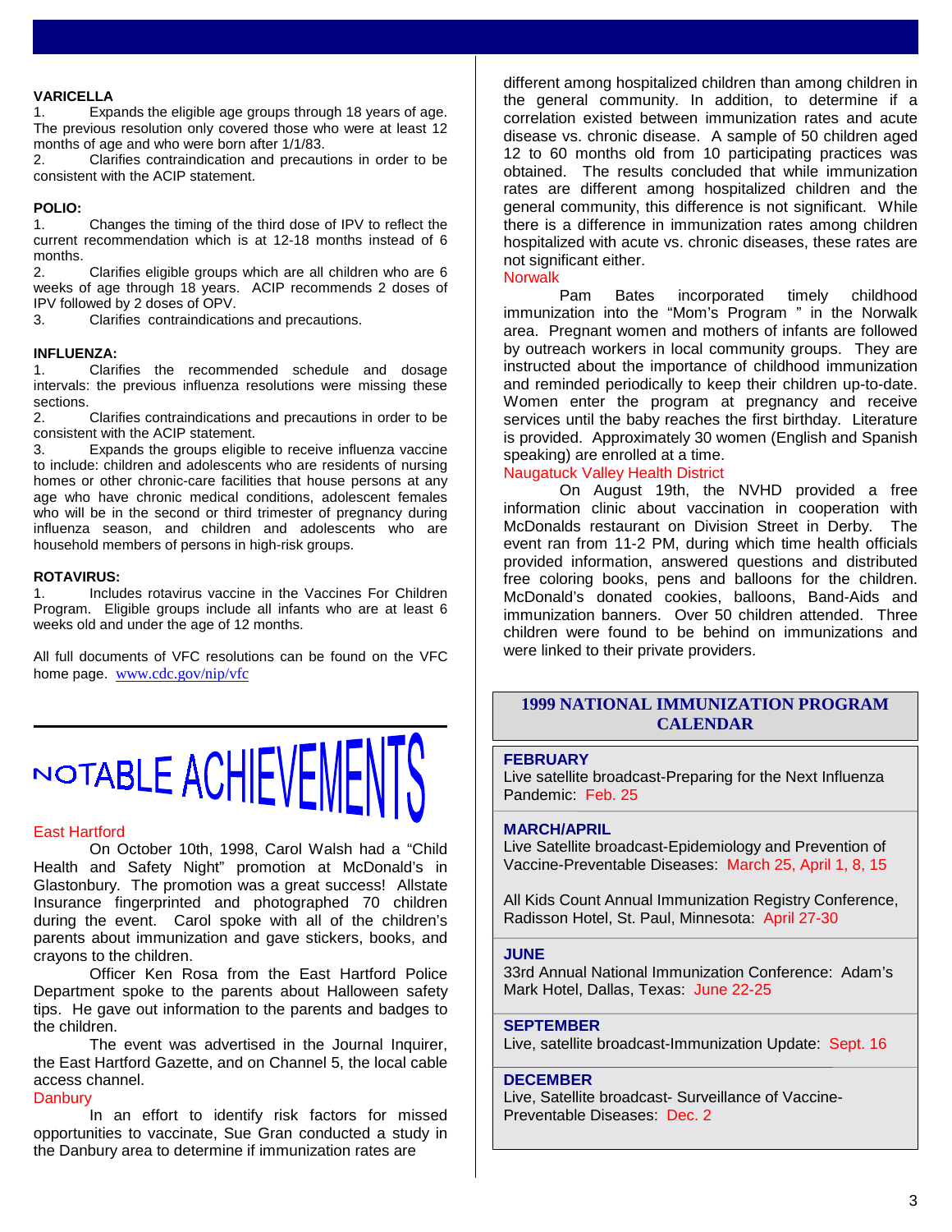### VARICELLA

1. Expands the eligible age groups through 18 years of age. The previous resolution only covered those who were at least 12 months of age and who were born after 1/1/83.
2. Clarifies contraindication and precautions in order to be consistent with the ACIP statement.

### POLIO:

1. Changes the timing of the third dose of IPV to reflect the current recommendation which is at 12-18 months instead of 6 months.
2. Clarifies eligible groups which are all children who are 6 weeks of age through 18 years. ACIP recommends 2 doses of IPV followed by 2 doses of OPV.
3. Clarifies contraindications and precautions.

### INFLUENZA:

1. Clarifies the recommended schedule and dosage intervals: the previous influenza resolutions were missing these sections.
2. Clarifies contraindications and precautions in order to be consistent with the ACIP statement.
3. Expands the groups eligible to receive influenza vaccine to include: children and adolescents who are residents of nursing homes or other chronic-care facilities that house persons at any age who have chronic medical conditions, adolescent females who will be in the second or third trimester of pregnancy during influenza season, and children and adolescents who are household members of persons in high-risk groups.

### ROTAVIRUS:

1. Includes rotavirus vaccine in the Vaccines For Children Program. Eligible groups include all infants who are at least 6 weeks old and under the age of 12 months.

All full documents of VFC resolutions can be found on the VFC home page. www.cdc.gov/nip/vfc

## NOTABLE ACHIEVEMENTS

**East Hartford**

On October 10th, 1998, Carol Walsh had a "Child Health and Safety Night" promotion at McDonald's in Glastonbury. The promotion was a great success! Allstate Insurance fingerprinted and photographed 70 children during the event. Carol spoke with all of the children's parents about immunization and gave stickers, books, and crayons to the children.

Officer Ken Rosa from the East Hartford Police Department spoke to the parents about Halloween safety tips. He gave out information to the parents and badges to the children.

The event was advertised in the Journal Inquirer, the East Hartford Gazette, and on Channel 5, the local cable access channel.

**Danbury**

In an effort to identify risk factors for missed opportunities to vaccinate, Sue Gran conducted a study in the Danbury area to determine if immunization rates are different among hospitalized children than among children in the general community. In addition, to determine if a correlation existed between immunization rates and acute disease vs. chronic disease. A sample of 50 children aged 12 to 60 months old from 10 participating practices was obtained. The results concluded that while immunization rates are different among hospitalized children and the general community, this difference is not significant. While there is a difference in immunization rates among children hospitalized with acute vs. chronic diseases, these rates are not significant either.

**Norwalk**

Pam Bates incorporated timely childhood immunization into the "Mom's Program " in the Norwalk area. Pregnant women and mothers of infants are followed by outreach workers in local community groups. They are instructed about the importance of childhood immunization and reminded periodically to keep their children up-to-date. Women enter the program at pregnancy and receive services until the baby reaches the first birthday. Literature is provided. Approximately 30 women (English and Spanish speaking) are enrolled at a time.

**Naugatuck Valley Health District**

On August 19th, the NVHD provided a free information clinic about vaccination in cooperation with McDonalds restaurant on Division Street in Derby. The event ran from 11-2 PM, during which time health officials provided information, answered questions and distributed free coloring books, pens and balloons for the children. McDonald's donated cookies, balloons, Band-Aids and immunization banners. Over 50 children attended. Three children were found to be behind on immunizations and were linked to their private providers.

## 1999 NATIONAL IMMUNIZATION PROGRAM CALENDAR

**FEBRUARY**
Live satellite broadcast-Preparing for the Next Influenza Pandemic: Feb. 25

**MARCH/APRIL**
Live Satellite broadcast-Epidemiology and Prevention of Vaccine-Preventable Diseases: March 25, April 1, 8, 15

All Kids Count Annual Immunization Registry Conference, Radisson Hotel, St. Paul, Minnesota: April 27-30

**JUNE**
33rd Annual National Immunization Conference: Adam's Mark Hotel, Dallas, Texas: June 22-25

**SEPTEMBER**
Live, satellite broadcast-Immunization Update: Sept. 16

**DECEMBER**
Live, Satellite broadcast- Surveillance of Vaccine-Preventable Diseases: Dec. 2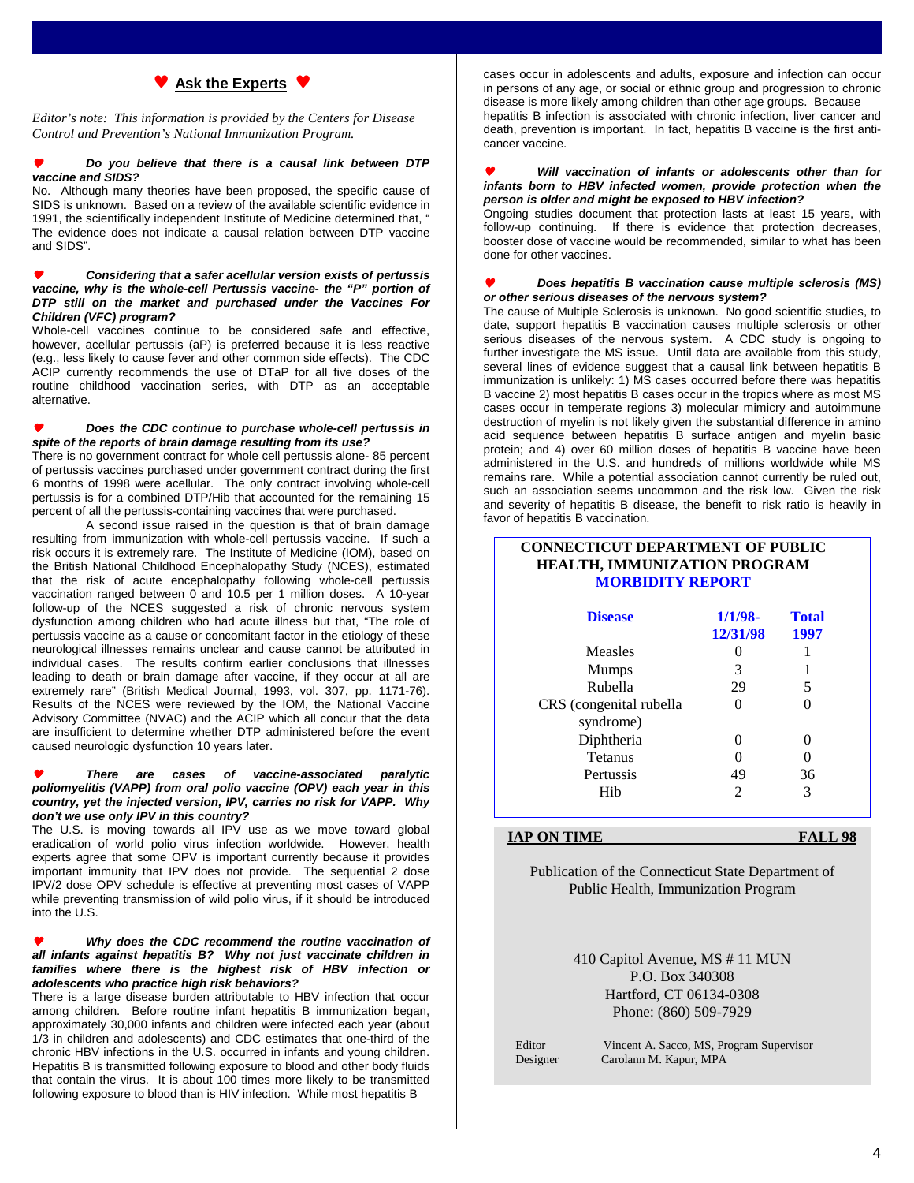## ♥ Ask the Experts ♥

*Editor's note: This information is provided by the Centers for Disease Control and Prevention's National Immunization Program.*

♥ ***Do you believe that there is a causal link between DTP vaccine and SIDS?***

No. Although many theories have been proposed, the specific cause of SIDS is unknown. Based on a review of the available scientific evidence in 1991, the scientifically independent Institute of Medicine determined that, " The evidence does not indicate a causal relation between DTP vaccine and SIDS".

♥ ***Considering that a safer acellular version exists of pertussis vaccine, why is the whole-cell Pertussis vaccine- the "P" portion of DTP still on the market and purchased under the Vaccines For Children (VFC) program?***

Whole-cell vaccines continue to be considered safe and effective, however, acellular pertussis (aP) is preferred because it is less reactive (e.g., less likely to cause fever and other common side effects). The CDC ACIP currently recommends the use of DTaP for all five doses of the routine childhood vaccination series, with DTP as an acceptable alternative.

♥ ***Does the CDC continue to purchase whole-cell pertussis in spite of the reports of brain damage resulting from its use?***

There is no government contract for whole cell pertussis alone- 85 percent of pertussis vaccines purchased under government contract during the first 6 months of 1998 were acellular. The only contract involving whole-cell pertussis is for a combined DTP/Hib that accounted for the remaining 15 percent of all the pertussis-containing vaccines that were purchased.

A second issue raised in the question is that of brain damage resulting from immunization with whole-cell pertussis vaccine. If such a risk occurs it is extremely rare. The Institute of Medicine (IOM), based on the British National Childhood Encephalopathy Study (NCES), estimated that the risk of acute encephalopathy following whole-cell pertussis vaccination ranged between 0 and 10.5 per 1 million doses. A 10-year follow-up of the NCES suggested a risk of chronic nervous system dysfunction among children who had acute illness but that, "The role of pertussis vaccine as a cause or concomitant factor in the etiology of these neurological illnesses remains unclear and cause cannot be attributed in individual cases. The results confirm earlier conclusions that illnesses leading to death or brain damage after vaccine, if they occur at all are extremely rare" (British Medical Journal, 1993, vol. 307, pp. 1171-76). Results of the NCES were reviewed by the IOM, the National Vaccine Advisory Committee (NVAC) and the ACIP which all concur that the data are insufficient to determine whether DTP administered before the event caused neurologic dysfunction 10 years later.

♥ ***There are cases of vaccine-associated paralytic poliomyelitis (VAPP) from oral polio vaccine (OPV) each year in this country, yet the injected version, IPV, carries no risk for VAPP. Why don't we use only IPV in this country?***

The U.S. is moving towards all IPV use as we move toward global eradication of world polio virus infection worldwide. However, health experts agree that some OPV is important currently because it provides important immunity that IPV does not provide. The sequential 2 dose IPV/2 dose OPV schedule is effective at preventing most cases of VAPP while preventing transmission of wild polio virus, if it should be introduced into the U.S.

♥ ***Why does the CDC recommend the routine vaccination of all infants against hepatitis B? Why not just vaccinate children in families where there is the highest risk of HBV infection or adolescents who practice high risk behaviors?***

There is a large disease burden attributable to HBV infection that occur among children. Before routine infant hepatitis B immunization began, approximately 30,000 infants and children were infected each year (about 1/3 in children and adolescents) and CDC estimates that one-third of the chronic HBV infections in the U.S. occurred in infants and young children. Hepatitis B is transmitted following exposure to blood and other body fluids that contain the virus. It is about 100 times more likely to be transmitted following exposure to blood than is HIV infection. While most hepatitis B cases occur in adolescents and adults, exposure and infection can occur in persons of any age, or social or ethnic group and progression to chronic disease is more likely among children than other age groups. Because hepatitis B infection is associated with chronic infection, liver cancer and death, prevention is important. In fact, hepatitis B vaccine is the first anti-cancer vaccine.

♥ ***Will vaccination of infants or adolescents other than for infants born to HBV infected women, provide protection when the person is older and might be exposed to HBV infection?***

Ongoing studies document that protection lasts at least 15 years, with follow-up continuing. If there is evidence that protection decreases, booster dose of vaccine would be recommended, similar to what has been done for other vaccines.

♥ ***Does hepatitis B vaccination cause multiple sclerosis (MS) or other serious diseases of the nervous system?***

The cause of Multiple Sclerosis is unknown. No good scientific studies, to date, support hepatitis B vaccination causes multiple sclerosis or other serious diseases of the nervous system. A CDC study is ongoing to further investigate the MS issue. Until data are available from this study, several lines of evidence suggest that a causal link between hepatitis B immunization is unlikely: 1) MS cases occurred before there was hepatitis B vaccine 2) most hepatitis B cases occur in the tropics where as most MS cases occur in temperate regions 3) molecular mimicry and autoimmune destruction of myelin is not likely given the substantial difference in amino acid sequence between hepatitis B surface antigen and myelin basic protein; and 4) over 60 million doses of hepatitis B vaccine have been administered in the U.S. and hundreds of millions worldwide while MS remains rare. While a potential association cannot currently be ruled out, such an association seems uncommon and the risk low. Given the risk and severity of hepatitis B disease, the benefit to risk ratio is heavily in favor of hepatitis B vaccination.

**CONNECTICUT DEPARTMENT OF PUBLIC HEALTH, IMMUNIZATION PROGRAM**
**MORBIDITY REPORT**

| Disease | 1/1/98-12/31/98 | Total 1997 |
|---|---|---|
| Measles | 0 | 1 |
| Mumps | 3 | 1 |
| Rubella | 29 | 5 |
| CRS (congenital rubella syndrome) | 0 | 0 |
| Diphtheria | 0 | 0 |
| Tetanus | 0 | 0 |
| Pertussis | 49 | 36 |
| Hib | 2 | 3 |

**IAP ON TIME** **FALL 98**

Publication of the Connecticut State Department of Public Health, Immunization Program

410 Capitol Avenue, MS # 11 MUN
P.O. Box 340308
Hartford, CT 06134-0308
Phone: (860) 509-7929

Editor: Vincent A. Sacco, MS, Program Supervisor
Designer: Carolann M. Kapur, MPA